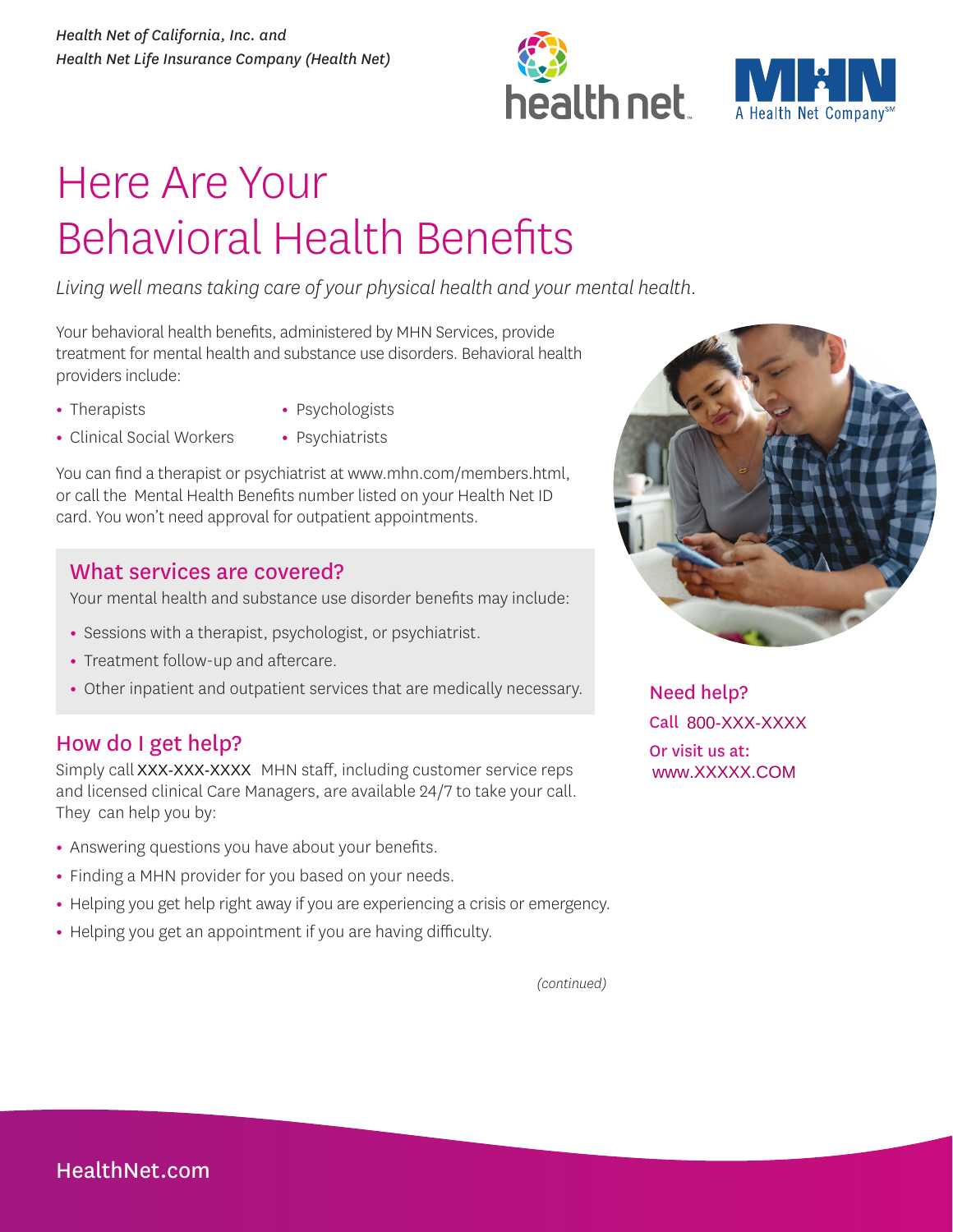*Health Net of California, Inc. and*
*Health Net Life Insurance Company (Health Net)*

# Here Are Your Behavioral Health Benefits

*Living well means taking care of your physical health and your mental health.*

Your behavioral health benefits, administered by MHN Services, provide treatment for mental health and substance use disorders. Behavioral health providers include:

- Therapists
- Psychologists
- Clinical Social Workers
- Psychiatrists

You can find a therapist or psychiatrist at www.mhn.com/members.html, or call the Mental Health Benefits number listed on your Health Net ID card. You won't need approval for outpatient appointments.

## What services are covered?

Your mental health and substance use disorder benefits may include:

- Sessions with a therapist, psychologist, or psychiatrist.
- Treatment follow-up and aftercare.
- Other inpatient and outpatient services that are medically necessary.

## How do I get help?

Simply call XXX-XXX-XXXX MHN staff, including customer service reps and licensed clinical Care Managers, are available 24/7 to take your call. They can help you by:

- Answering questions you have about your benefits.
- Finding a MHN provider for you based on your needs.
- Helping you get help right away if you are experiencing a crisis or emergency.
- Helping you get an appointment if you are having difficulty.

Need help?
Call 800-XXX-XXXX
Or visit us at:
www.XXXXX.COM

*(continued)*

HealthNet.com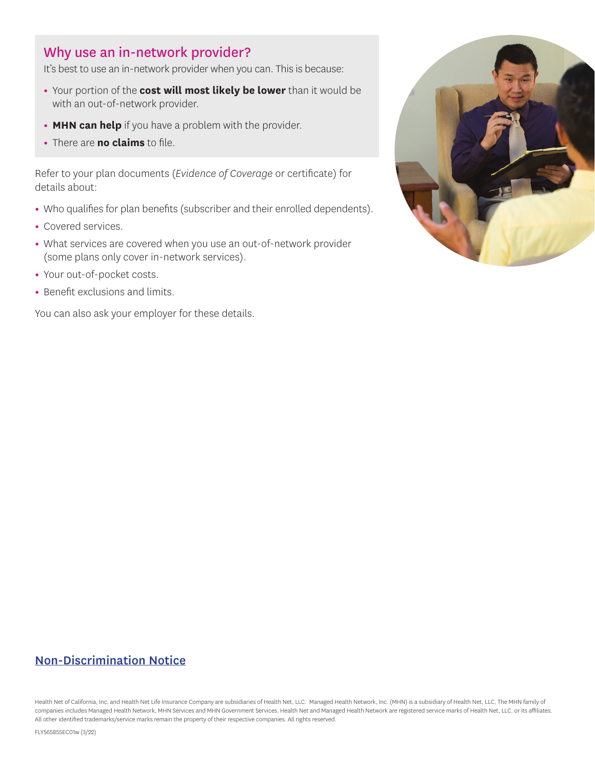## Why use an in-network provider?

It's best to use an in-network provider when you can. This is because:

- Your portion of the **cost will most likely be lower** than it would be with an out-of-network provider.
- **MHN can help** if you have a problem with the provider.
- There are **no claims** to file.

Refer to your plan documents (*Evidence of Coverage* or certificate) for details about:

- Who qualifies for plan benefits (subscriber and their enrolled dependents).
- Covered services.
- What services are covered when you use an out-of-network provider (some plans only cover in-network services).
- Your out-of-pocket costs.
- Benefit exclusions and limits.

You can also ask your employer for these details.

Non-Discrimination Notice

Health Net of California, Inc. and Health Net Life Insurance Company are subsidiaries of Health Net, LLC. Managed Health Network, Inc. (MHN) is a subsidiary of Health Net, LLC. The MHN family of companies includes Managed Health Network, MHN Services and MHN Government Services. Health Net and Managed Health Network are registered service marks of Health Net, LLC. or its affiliates. All other identified trademarks/service marks remain the property of their respective companies. All rights reserved.

FLY565855EC01w (3/22)